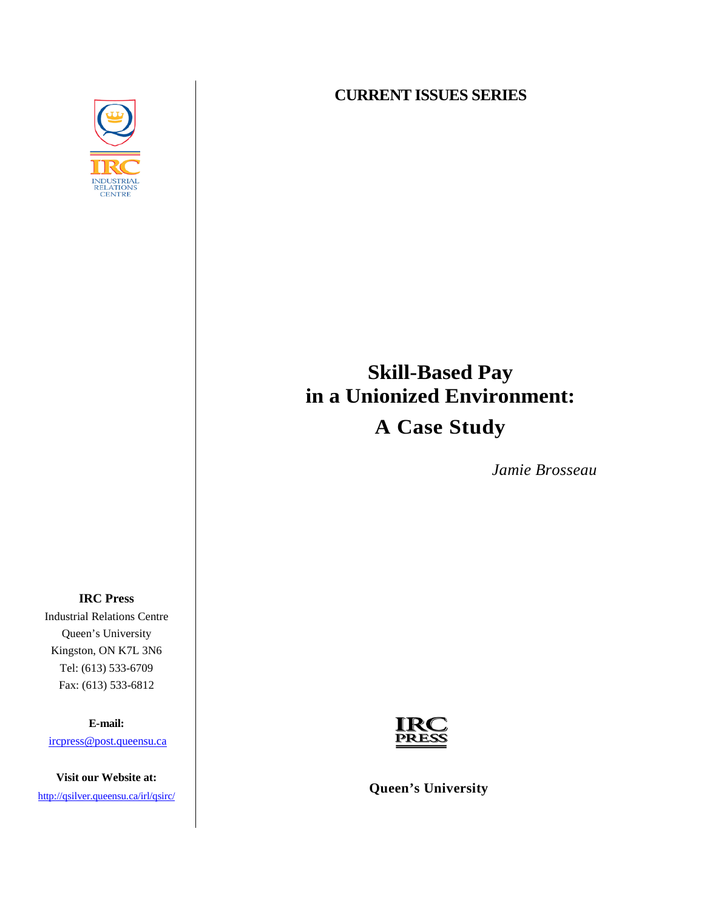**CURRENT ISSUES SERIES**

# Skill-Based Pay in a Unionized Environment: A Case Study

*Jamie Brosseau*

**IRC Press**
Industrial Relations Centre
Queen's University
Kingston, ON K7L 3N6
Tel: (613) 533-6709
Fax: (613) 533-6812

**E-mail:**
ircpress@post.queensu.ca

**Visit our Website at:**
http://qsilver.queensu.ca/irl/qsirc/

**Queen's University**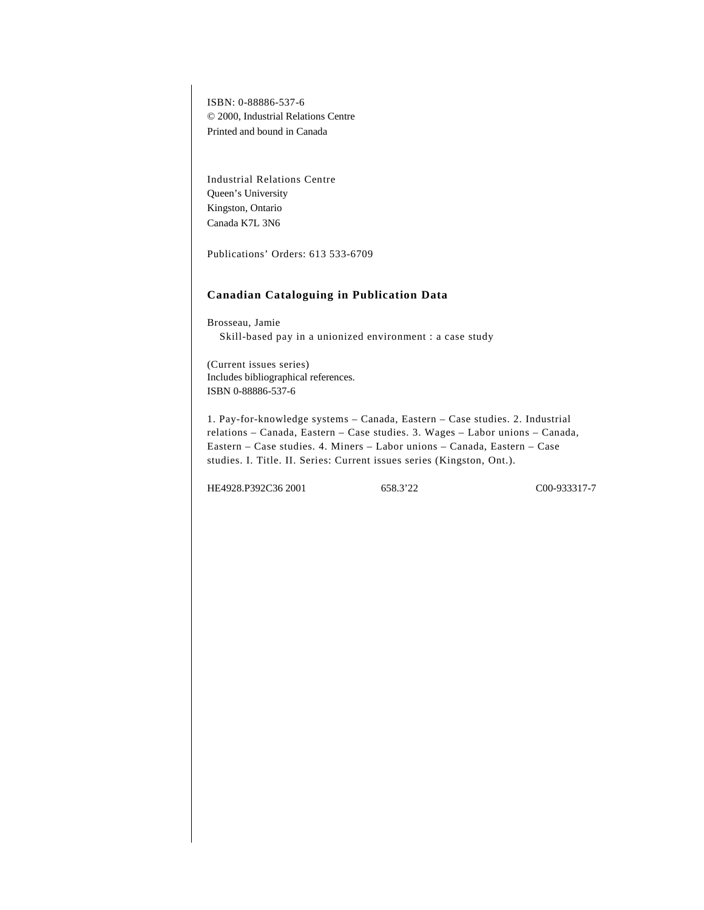ISBN: 0-88886-537-6
© 2000, Industrial Relations Centre
Printed and bound in Canada

Industrial Relations Centre
Queen's University
Kingston, Ontario
Canada K7L 3N6

Publications' Orders: 613 533-6709

## Canadian Cataloguing in Publication Data

Brosseau, Jamie
Skill-based pay in a unionized environment : a case study

(Current issues series)
Includes bibliographical references.
ISBN 0-88886-537-6

1. Pay-for-knowledge systems – Canada, Eastern – Case studies. 2. Industrial relations – Canada, Eastern – Case studies. 3. Wages – Labor unions – Canada, Eastern – Case studies. 4. Miners – Labor unions – Canada, Eastern – Case studies. I. Title. II. Series: Current issues series (Kingston, Ont.).

HE4928.P392C36 2001　　658.3'22　　C00-933317-7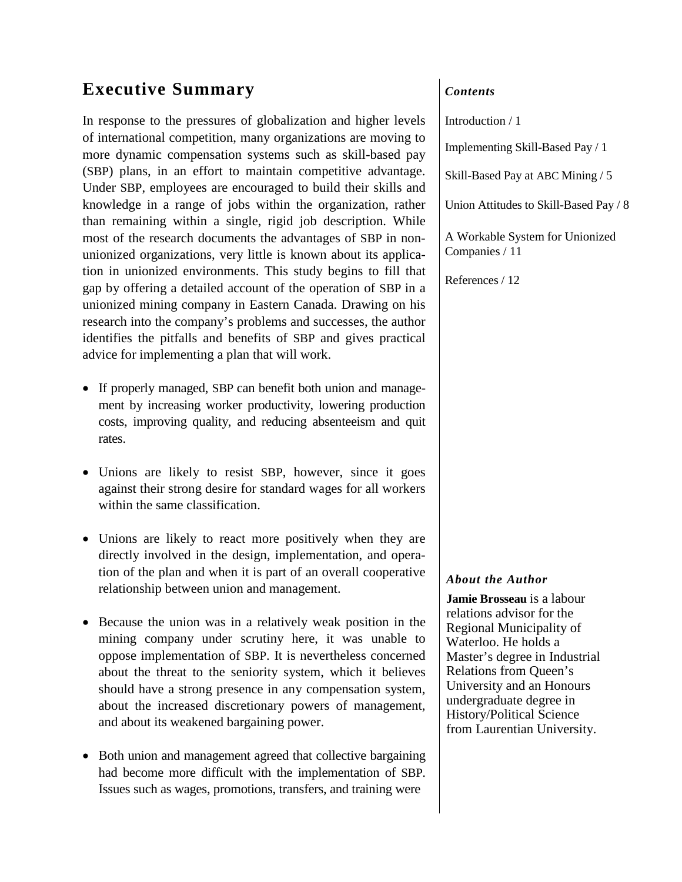# Executive Summary

In response to the pressures of globalization and higher levels of international competition, many organizations are moving to more dynamic compensation systems such as skill-based pay (SBP) plans, in an effort to maintain competitive advantage. Under SBP, employees are encouraged to build their skills and knowledge in a range of jobs within the organization, rather than remaining within a single, rigid job description. While most of the research documents the advantages of SBP in non-unionized organizations, very little is known about its application in unionized environments. This study begins to fill that gap by offering a detailed account of the operation of SBP in a unionized mining company in Eastern Canada. Drawing on his research into the company's problems and successes, the author identifies the pitfalls and benefits of SBP and gives practical advice for implementing a plan that will work.

- If properly managed, SBP can benefit both union and management by increasing worker productivity, lowering production costs, improving quality, and reducing absenteeism and quit rates.
- Unions are likely to resist SBP, however, since it goes against their strong desire for standard wages for all workers within the same classification.
- Unions are likely to react more positively when they are directly involved in the design, implementation, and operation of the plan and when it is part of an overall cooperative relationship between union and management.
- Because the union was in a relatively weak position in the mining company under scrutiny here, it was unable to oppose implementation of SBP. It is nevertheless concerned about the threat to the seniority system, which it believes should have a strong presence in any compensation system, about the increased discretionary powers of management, and about its weakened bargaining power.
- Both union and management agreed that collective bargaining had become more difficult with the implementation of SBP. Issues such as wages, promotions, transfers, and training were

***Contents***

Introduction / 1

Implementing Skill-Based Pay / 1

Skill-Based Pay at ABC Mining / 5

Union Attitudes to Skill-Based Pay / 8

A Workable System for Unionized Companies / 11

References / 12

***About the Author***

**Jamie Brosseau** is a labour relations advisor for the Regional Municipality of Waterloo. He holds a Master's degree in Industrial Relations from Queen's University and an Honours undergraduate degree in History/Political Science from Laurentian University.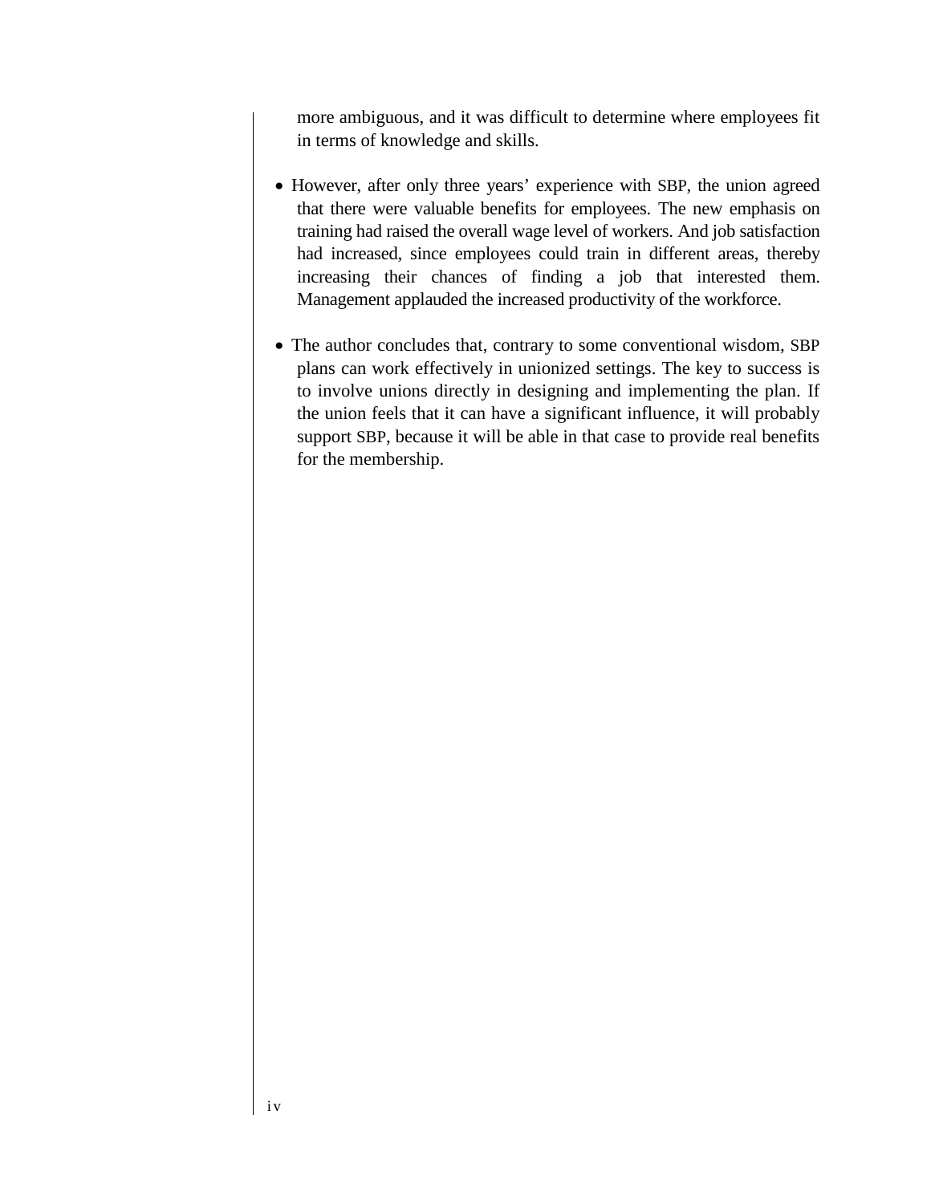more ambiguous, and it was difficult to determine where employees fit in terms of knowledge and skills.

- However, after only three years' experience with SBP, the union agreed that there were valuable benefits for employees. The new emphasis on training had raised the overall wage level of workers. And job satisfaction had increased, since employees could train in different areas, thereby increasing their chances of finding a job that interested them. Management applauded the increased productivity of the workforce.

- The author concludes that, contrary to some conventional wisdom, SBP plans can work effectively in unionized settings. The key to success is to involve unions directly in designing and implementing the plan. If the union feels that it can have a significant influence, it will probably support SBP, because it will be able in that case to provide real benefits for the membership.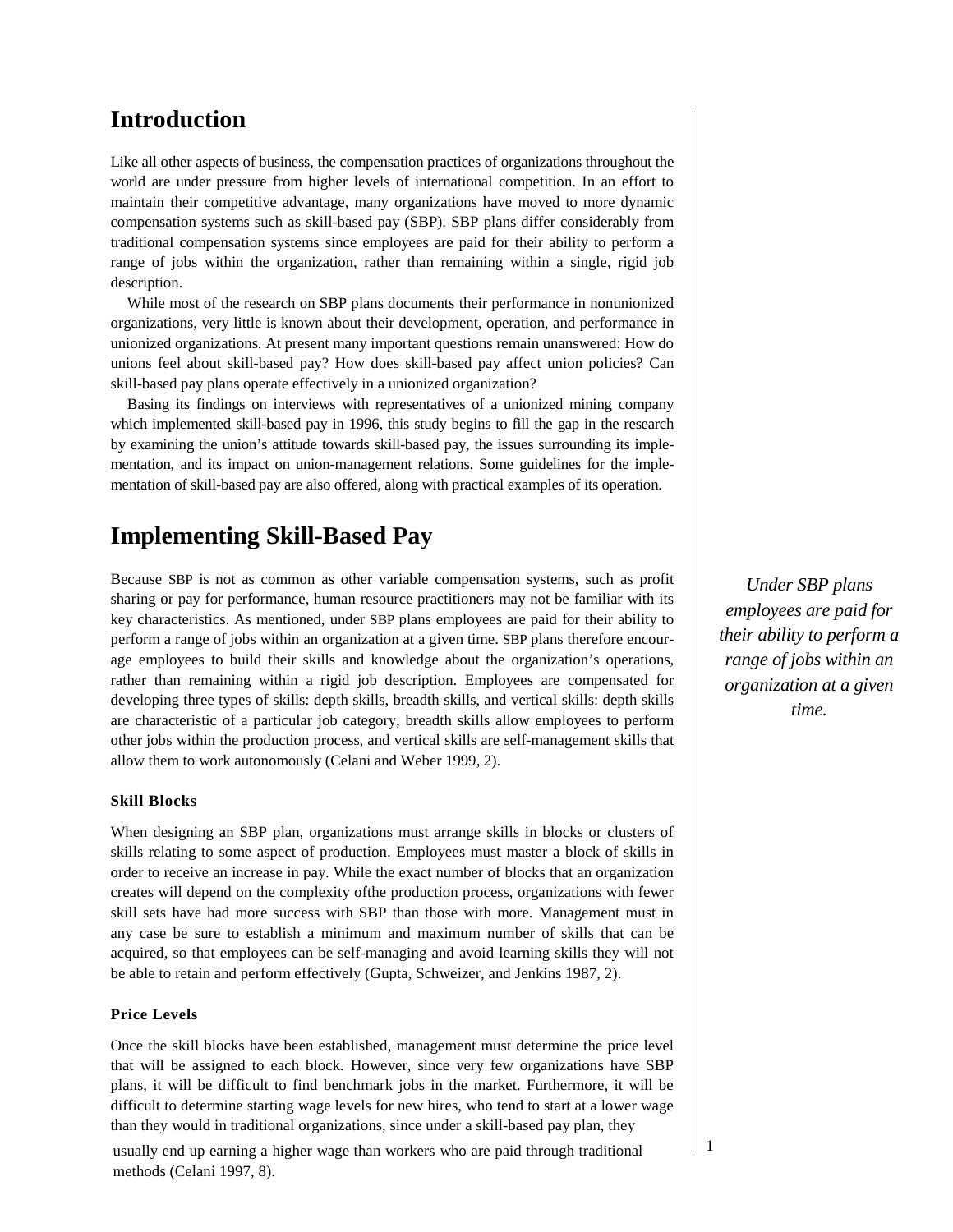## Introduction

Like all other aspects of business, the compensation practices of organizations throughout the world are under pressure from higher levels of international competition. In an effort to maintain their competitive advantage, many organizations have moved to more dynamic compensation systems such as skill-based pay (SBP). SBP plans differ considerably from traditional compensation systems since employees are paid for their ability to perform a range of jobs within the organization, rather than remaining within a single, rigid job description.

While most of the research on SBP plans documents their performance in nonunionized organizations, very little is known about their development, operation, and performance in unionized organizations. At present many important questions remain unanswered: How do unions feel about skill-based pay? How does skill-based pay affect union policies? Can skill-based pay plans operate effectively in a unionized organization?

Basing its findings on interviews with representatives of a unionized mining company which implemented skill-based pay in 1996, this study begins to fill the gap in the research by examining the union's attitude towards skill-based pay, the issues surrounding its implementation, and its impact on union-management relations. Some guidelines for the implementation of skill-based pay are also offered, along with practical examples of its operation.

## Implementing Skill-Based Pay

Because SBP is not as common as other variable compensation systems, such as profit sharing or pay for performance, human resource practitioners may not be familiar with its key characteristics. As mentioned, under SBP plans employees are paid for their ability to perform a range of jobs within an organization at a given time. SBP plans therefore encourage employees to build their skills and knowledge about the organization's operations, rather than remaining within a rigid job description. Employees are compensated for developing three types of skills: depth skills, breadth skills, and vertical skills: depth skills are characteristic of a particular job category, breadth skills allow employees to perform other jobs within the production process, and vertical skills are self-management skills that allow them to work autonomously (Celani and Weber 1999, 2).

*Under SBP plans employees are paid for their ability to perform a range of jobs within an organization at a given time.*

### Skill Blocks

When designing an SBP plan, organizations must arrange skills in blocks or clusters of skills relating to some aspect of production. Employees must master a block of skills in order to receive an increase in pay. While the exact number of blocks that an organization creates will depend on the complexity ofthe production process, organizations with fewer skill sets have had more success with SBP than those with more. Management must in any case be sure to establish a minimum and maximum number of skills that can be acquired, so that employees can be self-managing and avoid learning skills they will not be able to retain and perform effectively (Gupta, Schweizer, and Jenkins 1987, 2).

### Price Levels

Once the skill blocks have been established, management must determine the price level that will be assigned to each block. However, since very few organizations have SBP plans, it will be difficult to find benchmark jobs in the market. Furthermore, it will be difficult to determine starting wage levels for new hires, who tend to start at a lower wage than they would in traditional organizations, since under a skill-based pay plan, they usually end up earning a higher wage than workers who are paid through traditional methods (Celani 1997, 8).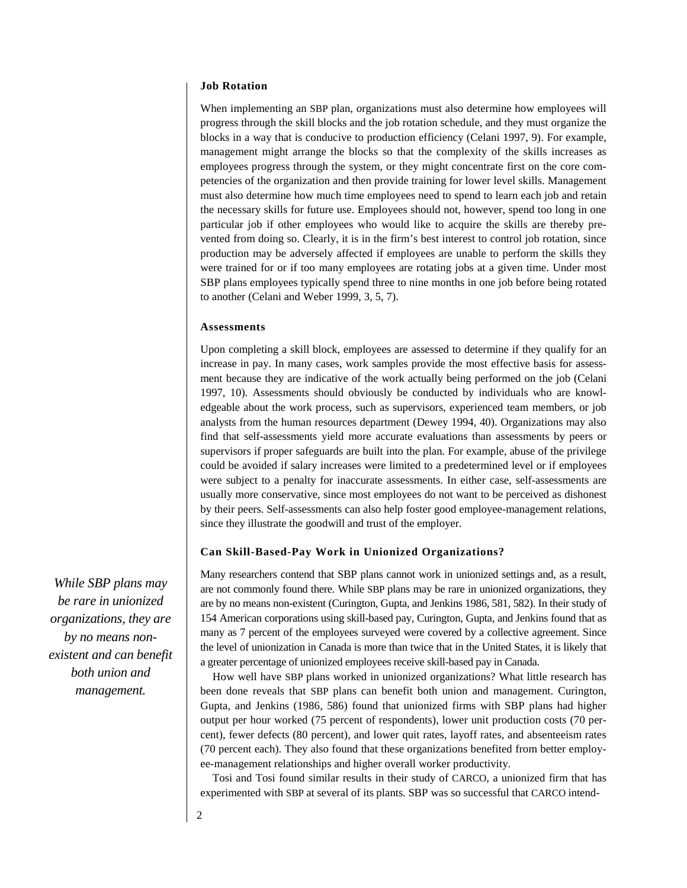### Job Rotation

When implementing an SBP plan, organizations must also determine how employees will progress through the skill blocks and the job rotation schedule, and they must organize the blocks in a way that is conducive to production efficiency (Celani 1997, 9). For example, management might arrange the blocks so that the complexity of the skills increases as employees progress through the system, or they might concentrate first on the core competencies of the organization and then provide training for lower level skills. Management must also determine how much time employees need to spend to learn each job and retain the necessary skills for future use. Employees should not, however, spend too long in one particular job if other employees who would like to acquire the skills are thereby prevented from doing so. Clearly, it is in the firm's best interest to control job rotation, since production may be adversely affected if employees are unable to perform the skills they were trained for or if too many employees are rotating jobs at a given time. Under most SBP plans employees typically spend three to nine months in one job before being rotated to another (Celani and Weber 1999, 3, 5, 7).

### Assessments

Upon completing a skill block, employees are assessed to determine if they qualify for an increase in pay. In many cases, work samples provide the most effective basis for assessment because they are indicative of the work actually being performed on the job (Celani 1997, 10). Assessments should obviously be conducted by individuals who are knowledgeable about the work process, such as supervisors, experienced team members, or job analysts from the human resources department (Dewey 1994, 40). Organizations may also find that self-assessments yield more accurate evaluations than assessments by peers or supervisors if proper safeguards are built into the plan. For example, abuse of the privilege could be avoided if salary increases were limited to a predetermined level or if employees were subject to a penalty for inaccurate assessments. In either case, self-assessments are usually more conservative, since most employees do not want to be perceived as dishonest by their peers. Self-assessments can also help foster good employee-management relations, since they illustrate the goodwill and trust of the employer.

### Can Skill-Based-Pay Work in Unionized Organizations?

*While SBP plans may be rare in unionized organizations, they are by no means non-existent and can benefit both union and management.*

Many researchers contend that SBP plans cannot work in unionized settings and, as a result, are not commonly found there. While SBP plans may be rare in unionized organizations, they are by no means non-existent (Curington, Gupta, and Jenkins 1986, 581, 582). In their study of 154 American corporations using skill-based pay, Curington, Gupta, and Jenkins found that as many as 7 percent of the employees surveyed were covered by a collective agreement. Since the level of unionization in Canada is more than twice that in the United States, it is likely that a greater percentage of unionized employees receive skill-based pay in Canada.

How well have SBP plans worked in unionized organizations? What little research has been done reveals that SBP plans can benefit both union and management. Curington, Gupta, and Jenkins (1986, 586) found that unionized firms with SBP plans had higher output per hour worked (75 percent of respondents), lower unit production costs (70 percent), fewer defects (80 percent), and lower quit rates, layoff rates, and absenteeism rates (70 percent each). They also found that these organizations benefited from better employee-management relationships and higher overall worker productivity.

Tosi and Tosi found similar results in their study of CARCO, a unionized firm that has experimented with SBP at several of its plants. SBP was so successful that CARCO intend-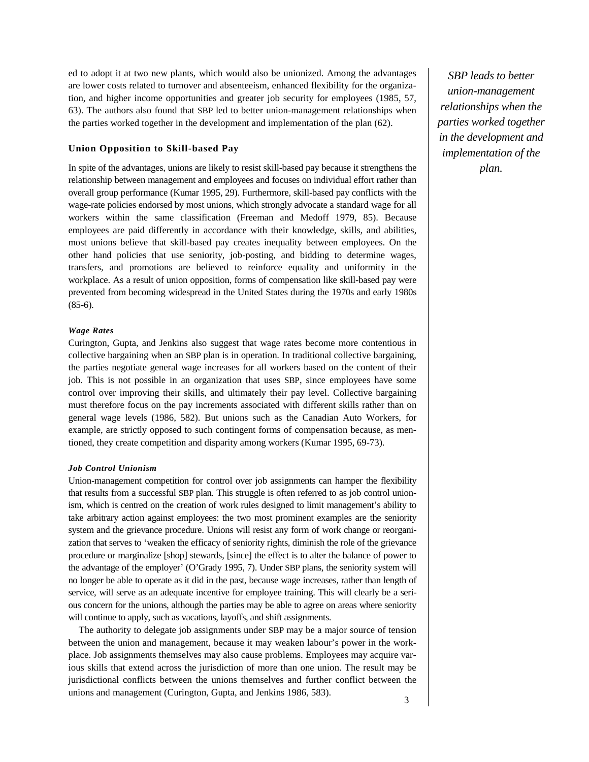ed to adopt it at two new plants, which would also be unionized. Among the advantages are lower costs related to turnover and absenteeism, enhanced flexibility for the organization, and higher income opportunities and greater job security for employees (1985, 57, 63). The authors also found that SBP led to better union-management relationships when the parties worked together in the development and implementation of the plan (62).

*SBP leads to better union-management relationships when the parties worked together in the development and implementation of the plan.*

### Union Opposition to Skill-based Pay

In spite of the advantages, unions are likely to resist skill-based pay because it strengthens the relationship between management and employees and focuses on individual effort rather than overall group performance (Kumar 1995, 29). Furthermore, skill-based pay conflicts with the wage-rate policies endorsed by most unions, which strongly advocate a standard wage for all workers within the same classification (Freeman and Medoff 1979, 85). Because employees are paid differently in accordance with their knowledge, skills, and abilities, most unions believe that skill-based pay creates inequality between employees. On the other hand policies that use seniority, job-posting, and bidding to determine wages, transfers, and promotions are believed to reinforce equality and uniformity in the workplace. As a result of union opposition, forms of compensation like skill-based pay were prevented from becoming widespread in the United States during the 1970s and early 1980s (85-6).

#### *Wage Rates*

Curington, Gupta, and Jenkins also suggest that wage rates become more contentious in collective bargaining when an SBP plan is in operation. In traditional collective bargaining, the parties negotiate general wage increases for all workers based on the content of their job. This is not possible in an organization that uses SBP, since employees have some control over improving their skills, and ultimately their pay level. Collective bargaining must therefore focus on the pay increments associated with different skills rather than on general wage levels (1986, 582). But unions such as the Canadian Auto Workers, for example, are strictly opposed to such contingent forms of compensation because, as mentioned, they create competition and disparity among workers (Kumar 1995, 69-73).

#### *Job Control Unionism*

Union-management competition for control over job assignments can hamper the flexibility that results from a successful SBP plan. This struggle is often referred to as job control unionism, which is centred on the creation of work rules designed to limit management's ability to take arbitrary action against employees: the two most prominent examples are the seniority system and the grievance procedure. Unions will resist any form of work change or reorganization that serves to 'weaken the efficacy of seniority rights, diminish the role of the grievance procedure or marginalize [shop] stewards, [since] the effect is to alter the balance of power to the advantage of the employer' (O'Grady 1995, 7). Under SBP plans, the seniority system will no longer be able to operate as it did in the past, because wage increases, rather than length of service, will serve as an adequate incentive for employee training. This will clearly be a serious concern for the unions, although the parties may be able to agree on areas where seniority will continue to apply, such as vacations, layoffs, and shift assignments.

The authority to delegate job assignments under SBP may be a major source of tension between the union and management, because it may weaken labour's power in the workplace. Job assignments themselves may also cause problems. Employees may acquire various skills that extend across the jurisdiction of more than one union. The result may be jurisdictional conflicts between the unions themselves and further conflict between the unions and management (Curington, Gupta, and Jenkins 1986, 583).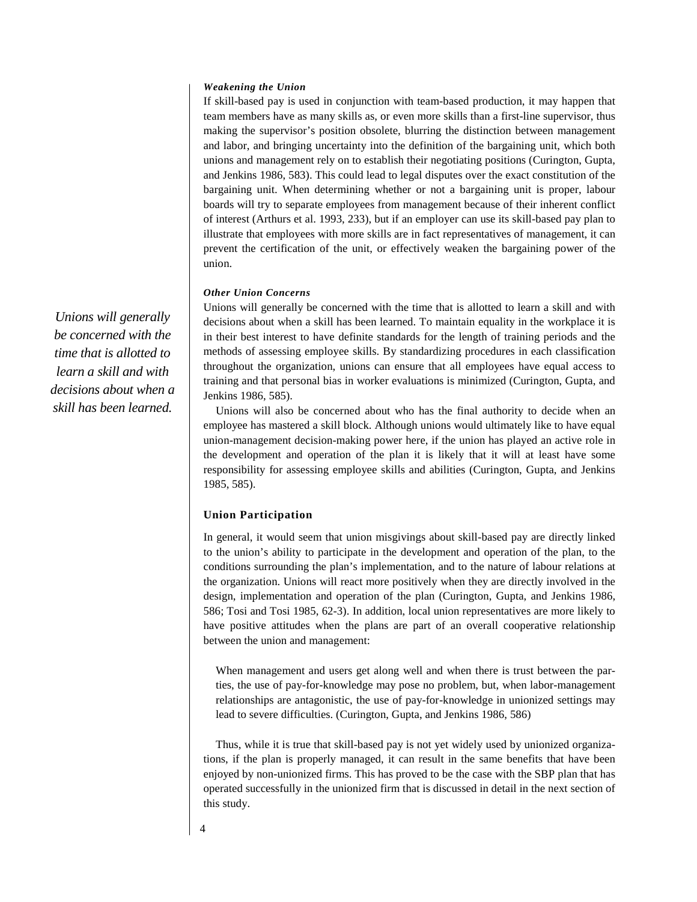### *Weakening the Union*

If skill-based pay is used in conjunction with team-based production, it may happen that team members have as many skills as, or even more skills than a first-line supervisor, thus making the supervisor's position obsolete, blurring the distinction between management and labor, and bringing uncertainty into the definition of the bargaining unit, which both unions and management rely on to establish their negotiating positions (Curington, Gupta, and Jenkins 1986, 583). This could lead to legal disputes over the exact constitution of the bargaining unit. When determining whether or not a bargaining unit is proper, labour boards will try to separate employees from management because of their inherent conflict of interest (Arthurs et al. 1993, 233), but if an employer can use its skill-based pay plan to illustrate that employees with more skills are in fact representatives of management, it can prevent the certification of the unit, or effectively weaken the bargaining power of the union.

### *Other Union Concerns*

*Unions will generally be concerned with the time that is allotted to learn a skill and with decisions about when a skill has been learned.*

Unions will generally be concerned with the time that is allotted to learn a skill and with decisions about when a skill has been learned. To maintain equality in the workplace it is in their best interest to have definite standards for the length of training periods and the methods of assessing employee skills. By standardizing procedures in each classification throughout the organization, unions can ensure that all employees have equal access to training and that personal bias in worker evaluations is minimized (Curington, Gupta, and Jenkins 1986, 585).

Unions will also be concerned about who has the final authority to decide when an employee has mastered a skill block. Although unions would ultimately like to have equal union-management decision-making power here, if the union has played an active role in the development and operation of the plan it is likely that it will at least have some responsibility for assessing employee skills and abilities (Curington, Gupta, and Jenkins 1985, 585).

## Union Participation

In general, it would seem that union misgivings about skill-based pay are directly linked to the union's ability to participate in the development and operation of the plan, to the conditions surrounding the plan's implementation, and to the nature of labour relations at the organization. Unions will react more positively when they are directly involved in the design, implementation and operation of the plan (Curington, Gupta, and Jenkins 1986, 586; Tosi and Tosi 1985, 62-3). In addition, local union representatives are more likely to have positive attitudes when the plans are part of an overall cooperative relationship between the union and management:

> When management and users get along well and when there is trust between the parties, the use of pay-for-knowledge may pose no problem, but, when labor-management relationships are antagonistic, the use of pay-for-knowledge in unionized settings may lead to severe difficulties. (Curington, Gupta, and Jenkins 1986, 586)

Thus, while it is true that skill-based pay is not yet widely used by unionized organizations, if the plan is properly managed, it can result in the same benefits that have been enjoyed by non-unionized firms. This has proved to be the case with the SBP plan that has operated successfully in the unionized firm that is discussed in detail in the next section of this study.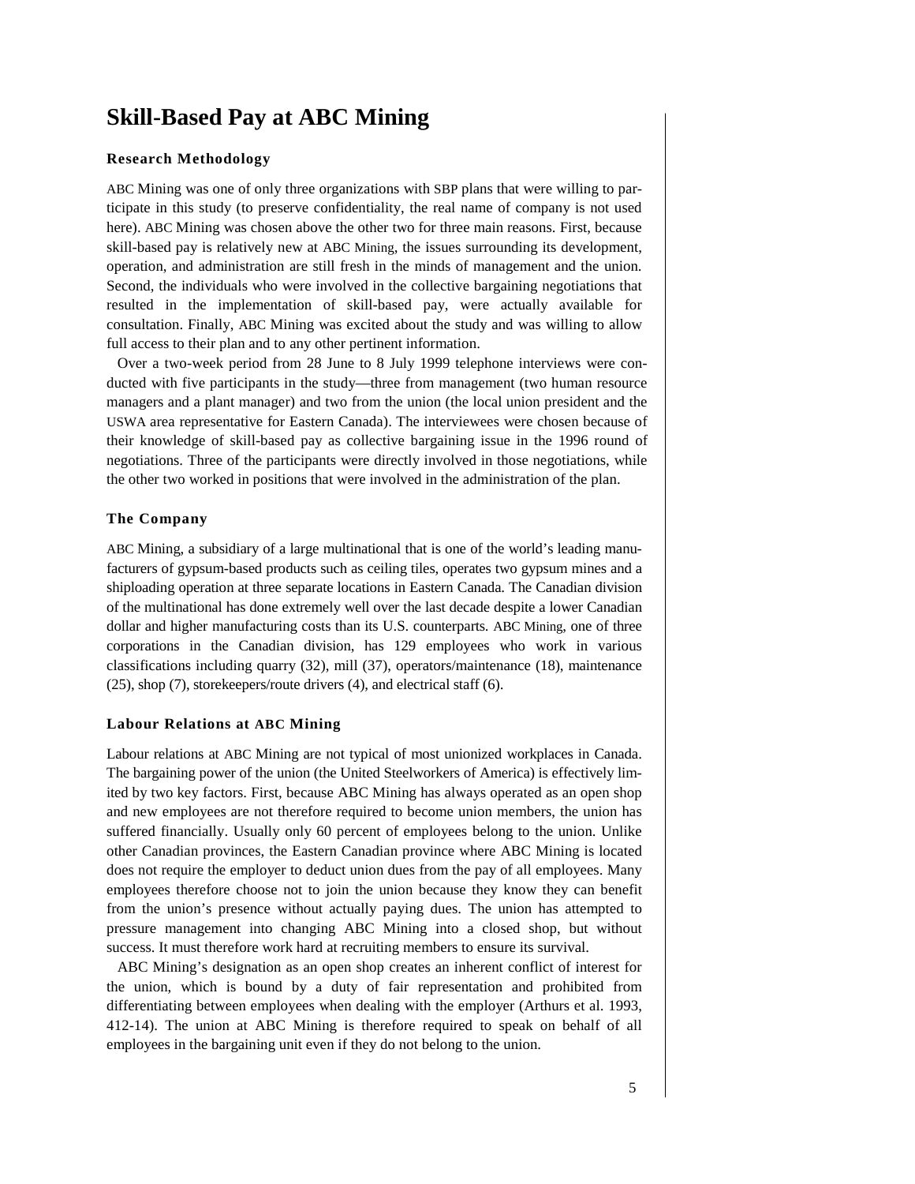# Skill-Based Pay at ABC Mining

### Research Methodology

ABC Mining was one of only three organizations with SBP plans that were willing to participate in this study (to preserve confidentiality, the real name of company is not used here). ABC Mining was chosen above the other two for three main reasons. First, because skill-based pay is relatively new at ABC Mining, the issues surrounding its development, operation, and administration are still fresh in the minds of management and the union. Second, the individuals who were involved in the collective bargaining negotiations that resulted in the implementation of skill-based pay, were actually available for consultation. Finally, ABC Mining was excited about the study and was willing to allow full access to their plan and to any other pertinent information.

Over a two-week period from 28 June to 8 July 1999 telephone interviews were conducted with five participants in the study—three from management (two human resource managers and a plant manager) and two from the union (the local union president and the USWA area representative for Eastern Canada). The interviewees were chosen because of their knowledge of skill-based pay as collective bargaining issue in the 1996 round of negotiations. Three of the participants were directly involved in those negotiations, while the other two worked in positions that were involved in the administration of the plan.

### The Company

ABC Mining, a subsidiary of a large multinational that is one of the world's leading manufacturers of gypsum-based products such as ceiling tiles, operates two gypsum mines and a shiploading operation at three separate locations in Eastern Canada. The Canadian division of the multinational has done extremely well over the last decade despite a lower Canadian dollar and higher manufacturing costs than its U.S. counterparts. ABC Mining, one of three corporations in the Canadian division, has 129 employees who work in various classifications including quarry (32), mill (37), operators/maintenance (18), maintenance (25), shop (7), storekeepers/route drivers (4), and electrical staff (6).

### Labour Relations at ABC Mining

Labour relations at ABC Mining are not typical of most unionized workplaces in Canada. The bargaining power of the union (the United Steelworkers of America) is effectively limited by two key factors. First, because ABC Mining has always operated as an open shop and new employees are not therefore required to become union members, the union has suffered financially. Usually only 60 percent of employees belong to the union. Unlike other Canadian provinces, the Eastern Canadian province where ABC Mining is located does not require the employer to deduct union dues from the pay of all employees. Many employees therefore choose not to join the union because they know they can benefit from the union's presence without actually paying dues. The union has attempted to pressure management into changing ABC Mining into a closed shop, but without success. It must therefore work hard at recruiting members to ensure its survival.

ABC Mining's designation as an open shop creates an inherent conflict of interest for the union, which is bound by a duty of fair representation and prohibited from differentiating between employees when dealing with the employer (Arthurs et al. 1993, 412-14). The union at ABC Mining is therefore required to speak on behalf of all employees in the bargaining unit even if they do not belong to the union.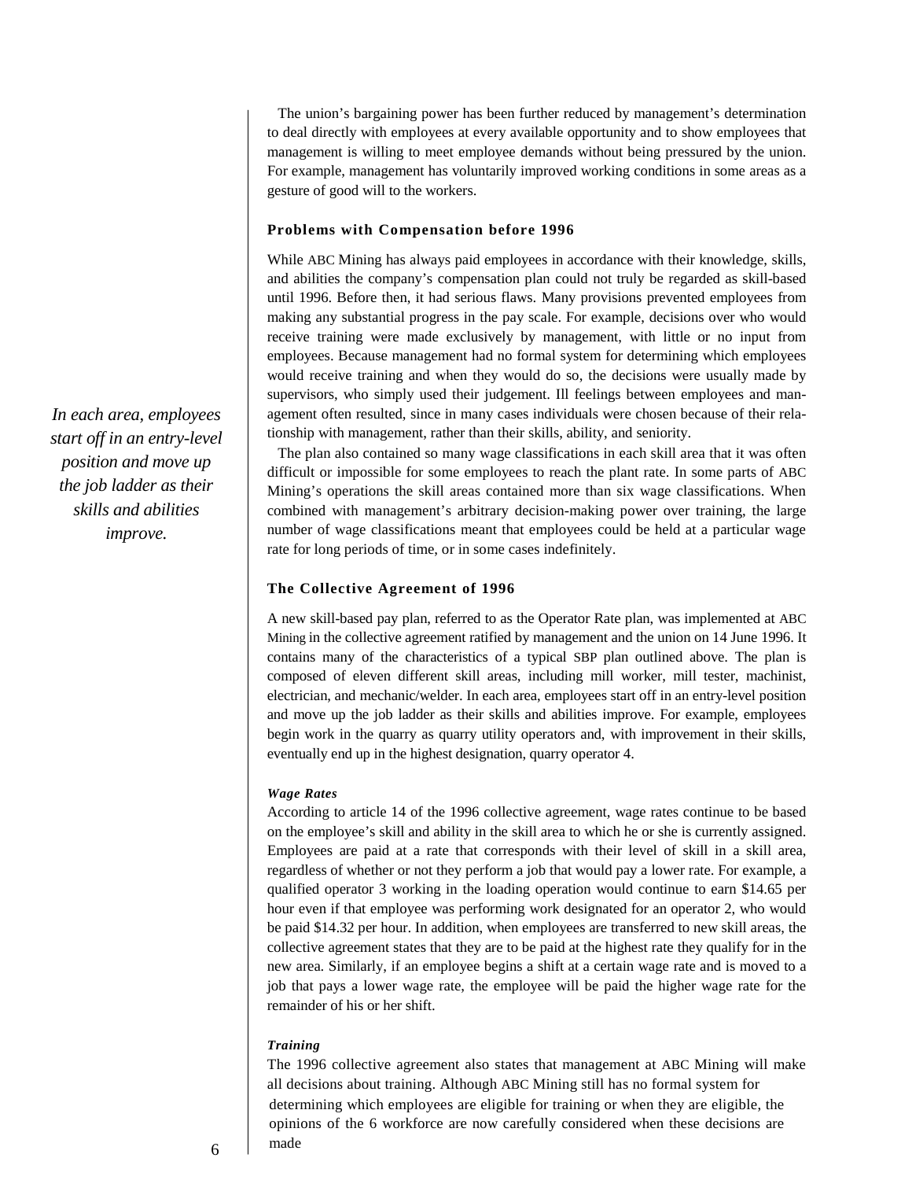The union's bargaining power has been further reduced by management's determination to deal directly with employees at every available opportunity and to show employees that management is willing to meet employee demands without being pressured by the union. For example, management has voluntarily improved working conditions in some areas as a gesture of good will to the workers.

### Problems with Compensation before 1996

While ABC Mining has always paid employees in accordance with their knowledge, skills, and abilities the company's compensation plan could not truly be regarded as skill-based until 1996. Before then, it had serious flaws. Many provisions prevented employees from making any substantial progress in the pay scale. For example, decisions over who would receive training were made exclusively by management, with little or no input from employees. Because management had no formal system for determining which employees would receive training and when they would do so, the decisions were usually made by supervisors, who simply used their judgement. Ill feelings between employees and management often resulted, since in many cases individuals were chosen because of their relationship with management, rather than their skills, ability, and seniority.

The plan also contained so many wage classifications in each skill area that it was often difficult or impossible for some employees to reach the plant rate. In some parts of ABC Mining's operations the skill areas contained more than six wage classifications. When combined with management's arbitrary decision-making power over training, the large number of wage classifications meant that employees could be held at a particular wage rate for long periods of time, or in some cases indefinitely.

*In each area, employees start off in an entry-level position and move up the job ladder as their skills and abilities improve.*

### The Collective Agreement of 1996

A new skill-based pay plan, referred to as the Operator Rate plan, was implemented at ABC Mining in the collective agreement ratified by management and the union on 14 June 1996. It contains many of the characteristics of a typical SBP plan outlined above. The plan is composed of eleven different skill areas, including mill worker, mill tester, machinist, electrician, and mechanic/welder. In each area, employees start off in an entry-level position and move up the job ladder as their skills and abilities improve. For example, employees begin work in the quarry as quarry utility operators and, with improvement in their skills, eventually end up in the highest designation, quarry operator 4.

#### *Wage Rates*

According to article 14 of the 1996 collective agreement, wage rates continue to be based on the employee's skill and ability in the skill area to which he or she is currently assigned. Employees are paid at a rate that corresponds with their level of skill in a skill area, regardless of whether or not they perform a job that would pay a lower rate. For example, a qualified operator 3 working in the loading operation would continue to earn \$14.65 per hour even if that employee was performing work designated for an operator 2, who would be paid \$14.32 per hour. In addition, when employees are transferred to new skill areas, the collective agreement states that they are to be paid at the highest rate they qualify for in the new area. Similarly, if an employee begins a shift at a certain wage rate and is moved to a job that pays a lower wage rate, the employee will be paid the higher wage rate for the remainder of his or her shift.

#### *Training*

The 1996 collective agreement also states that management at ABC Mining will make all decisions about training. Although ABC Mining still has no formal system for determining which employees are eligible for training or when they are eligible, the opinions of the 6 workforce are now carefully considered when these decisions are made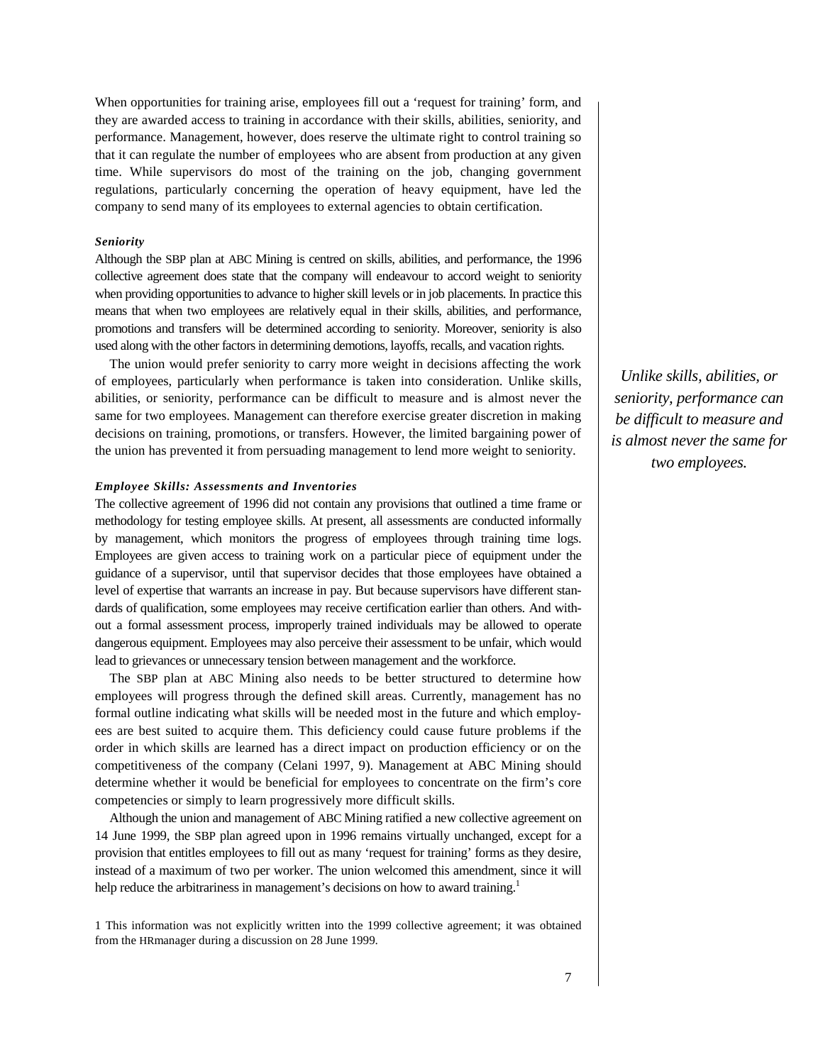When opportunities for training arise, employees fill out a 'request for training' form, and they are awarded access to training in accordance with their skills, abilities, seniority, and performance. Management, however, does reserve the ultimate right to control training so that it can regulate the number of employees who are absent from production at any given time. While supervisors do most of the training on the job, changing government regulations, particularly concerning the operation of heavy equipment, have led the company to send many of its employees to external agencies to obtain certification.

***Seniority***

Although the SBP plan at ABC Mining is centred on skills, abilities, and performance, the 1996 collective agreement does state that the company will endeavour to accord weight to seniority when providing opportunities to advance to higher skill levels or in job placements. In practice this means that when two employees are relatively equal in their skills, abilities, and performance, promotions and transfers will be determined according to seniority. Moreover, seniority is also used along with the other factors in determining demotions, layoffs, recalls, and vacation rights.

The union would prefer seniority to carry more weight in decisions affecting the work of employees, particularly when performance is taken into consideration. Unlike skills, abilities, or seniority, performance can be difficult to measure and is almost never the same for two employees. Management can therefore exercise greater discretion in making decisions on training, promotions, or transfers. However, the limited bargaining power of the union has prevented it from persuading management to lend more weight to seniority.

*Unlike skills, abilities, or seniority, performance can be difficult to measure and is almost never the same for two employees.*

***Employee Skills: Assessments and Inventories***

The collective agreement of 1996 did not contain any provisions that outlined a time frame or methodology for testing employee skills. At present, all assessments are conducted informally by management, which monitors the progress of employees through training time logs. Employees are given access to training work on a particular piece of equipment under the guidance of a supervisor, until that supervisor decides that those employees have obtained a level of expertise that warrants an increase in pay. But because supervisors have different standards of qualification, some employees may receive certification earlier than others. And without a formal assessment process, improperly trained individuals may be allowed to operate dangerous equipment. Employees may also perceive their assessment to be unfair, which would lead to grievances or unnecessary tension between management and the workforce.

The SBP plan at ABC Mining also needs to be better structured to determine how employees will progress through the defined skill areas. Currently, management has no formal outline indicating what skills will be needed most in the future and which employees are best suited to acquire them. This deficiency could cause future problems if the order in which skills are learned has a direct impact on production efficiency or on the competitiveness of the company (Celani 1997, 9). Management at ABC Mining should determine whether it would be beneficial for employees to concentrate on the firm's core competencies or simply to learn progressively more difficult skills.

Although the union and management of ABC Mining ratified a new collective agreement on 14 June 1999, the SBP plan agreed upon in 1996 remains virtually unchanged, except for a provision that entitles employees to fill out as many 'request for training' forms as they desire, instead of a maximum of two per worker. The union welcomed this amendment, since it will help reduce the arbitrariness in management's decisions on how to award training.[1]

1 This information was not explicitly written into the 1999 collective agreement; it was obtained from the HR manager during a discussion on 28 June 1999.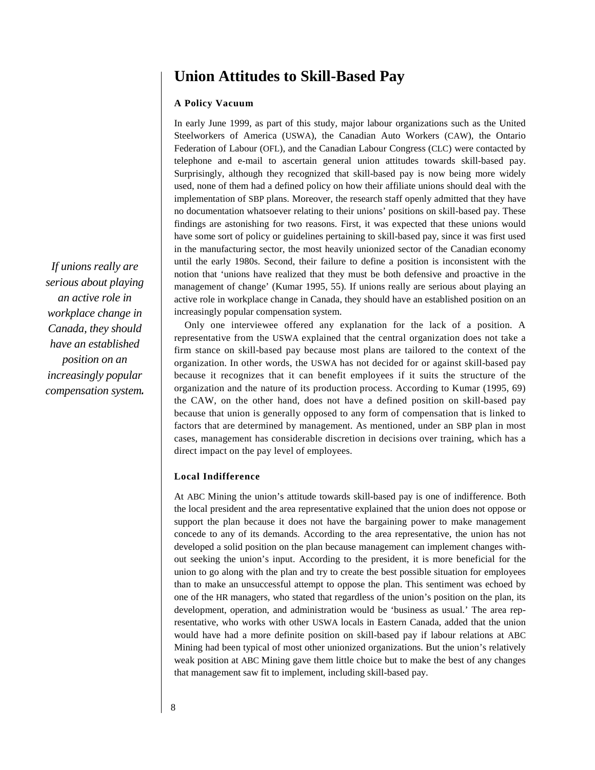## Union Attitudes to Skill-Based Pay

### A Policy Vacuum

In early June 1999, as part of this study, major labour organizations such as the United Steelworkers of America (USWA), the Canadian Auto Workers (CAW), the Ontario Federation of Labour (OFL), and the Canadian Labour Congress (CLC) were contacted by telephone and e-mail to ascertain general union attitudes towards skill-based pay. Surprisingly, although they recognized that skill-based pay is now being more widely used, none of them had a defined policy on how their affiliate unions should deal with the implementation of SBP plans. Moreover, the research staff openly admitted that they have no documentation whatsoever relating to their unions' positions on skill-based pay. These findings are astonishing for two reasons. First, it was expected that these unions would have some sort of policy or guidelines pertaining to skill-based pay, since it was first used in the manufacturing sector, the most heavily unionized sector of the Canadian economy until the early 1980s. Second, their failure to define a position is inconsistent with the notion that 'unions have realized that they must be both defensive and proactive in the management of change' (Kumar 1995, 55). If unions really are serious about playing an active role in workplace change in Canada, they should have an established position on an increasingly popular compensation system.

*If unions really are serious about playing an active role in workplace change in Canada, they should have an established position on an increasingly popular compensation system.*

Only one interviewee offered any explanation for the lack of a position. A representative from the USWA explained that the central organization does not take a firm stance on skill-based pay because most plans are tailored to the context of the organization. In other words, the USWA has not decided for or against skill-based pay because it recognizes that it can benefit employees if it suits the structure of the organization and the nature of its production process. According to Kumar (1995, 69) the CAW, on the other hand, does not have a defined position on skill-based pay because that union is generally opposed to any form of compensation that is linked to factors that are determined by management. As mentioned, under an SBP plan in most cases, management has considerable discretion in decisions over training, which has a direct impact on the pay level of employees.

### Local Indifference

At ABC Mining the union's attitude towards skill-based pay is one of indifference. Both the local president and the area representative explained that the union does not oppose or support the plan because it does not have the bargaining power to make management concede to any of its demands. According to the area representative, the union has not developed a solid position on the plan because management can implement changes without seeking the union's input. According to the president, it is more beneficial for the union to go along with the plan and try to create the best possible situation for employees than to make an unsuccessful attempt to oppose the plan. This sentiment was echoed by one of the HR managers, who stated that regardless of the union's position on the plan, its development, operation, and administration would be 'business as usual.' The area representative, who works with other USWA locals in Eastern Canada, added that the union would have had a more definite position on skill-based pay if labour relations at ABC Mining had been typical of most other unionized organizations. But the union's relatively weak position at ABC Mining gave them little choice but to make the best of any changes that management saw fit to implement, including skill-based pay.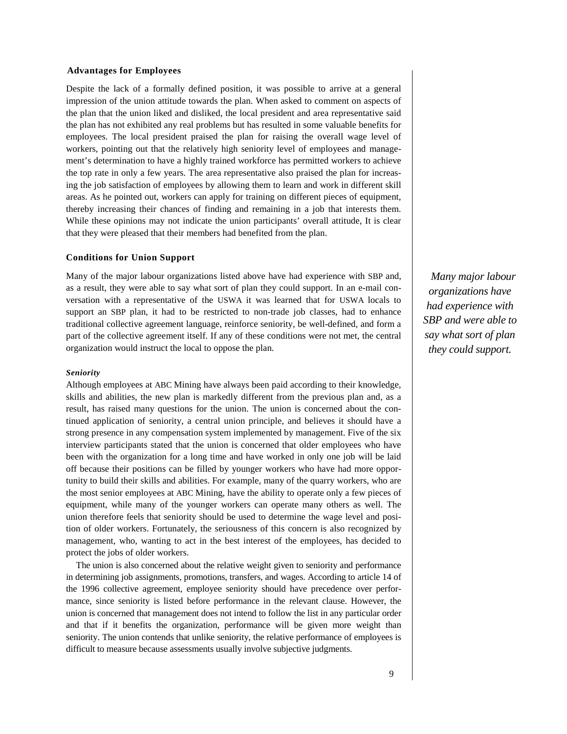### Advantages for Employees

Despite the lack of a formally defined position, it was possible to arrive at a general impression of the union attitude towards the plan. When asked to comment on aspects of the plan that the union liked and disliked, the local president and area representative said the plan has not exhibited any real problems but has resulted in some valuable benefits for employees. The local president praised the plan for raising the overall wage level of workers, pointing out that the relatively high seniority level of employees and management's determination to have a highly trained workforce has permitted workers to achieve the top rate in only a few years. The area representative also praised the plan for increasing the job satisfaction of employees by allowing them to learn and work in different skill areas. As he pointed out, workers can apply for training on different pieces of equipment, thereby increasing their chances of finding and remaining in a job that interests them. While these opinions may not indicate the union participants' overall attitude, It is clear that they were pleased that their members had benefited from the plan.

### Conditions for Union Support

Many of the major labour organizations listed above have had experience with SBP and, as a result, they were able to say what sort of plan they could support. In an e-mail conversation with a representative of the USWA it was learned that for USWA locals to support an SBP plan, it had to be restricted to non-trade job classes, had to enhance traditional collective agreement language, reinforce seniority, be well-defined, and form a part of the collective agreement itself. If any of these conditions were not met, the central organization would instruct the local to oppose the plan.

*Many major labour organizations have had experience with SBP and were able to say what sort of plan they could support.*

#### *Seniority*

Although employees at ABC Mining have always been paid according to their knowledge, skills and abilities, the new plan is markedly different from the previous plan and, as a result, has raised many questions for the union. The union is concerned about the continued application of seniority, a central union principle, and believes it should have a strong presence in any compensation system implemented by management. Five of the six interview participants stated that the union is concerned that older employees who have been with the organization for a long time and have worked in only one job will be laid off because their positions can be filled by younger workers who have had more opportunity to build their skills and abilities. For example, many of the quarry workers, who are the most senior employees at ABC Mining, have the ability to operate only a few pieces of equipment, while many of the younger workers can operate many others as well. The union therefore feels that seniority should be used to determine the wage level and position of older workers. Fortunately, the seriousness of this concern is also recognized by management, who, wanting to act in the best interest of the employees, has decided to protect the jobs of older workers.

The union is also concerned about the relative weight given to seniority and performance in determining job assignments, promotions, transfers, and wages. According to article 14 of the 1996 collective agreement, employee seniority should have precedence over performance, since seniority is listed before performance in the relevant clause. However, the union is concerned that management does not intend to follow the list in any particular order and that if it benefits the organization, performance will be given more weight than seniority. The union contends that unlike seniority, the relative performance of employees is difficult to measure because assessments usually involve subjective judgments.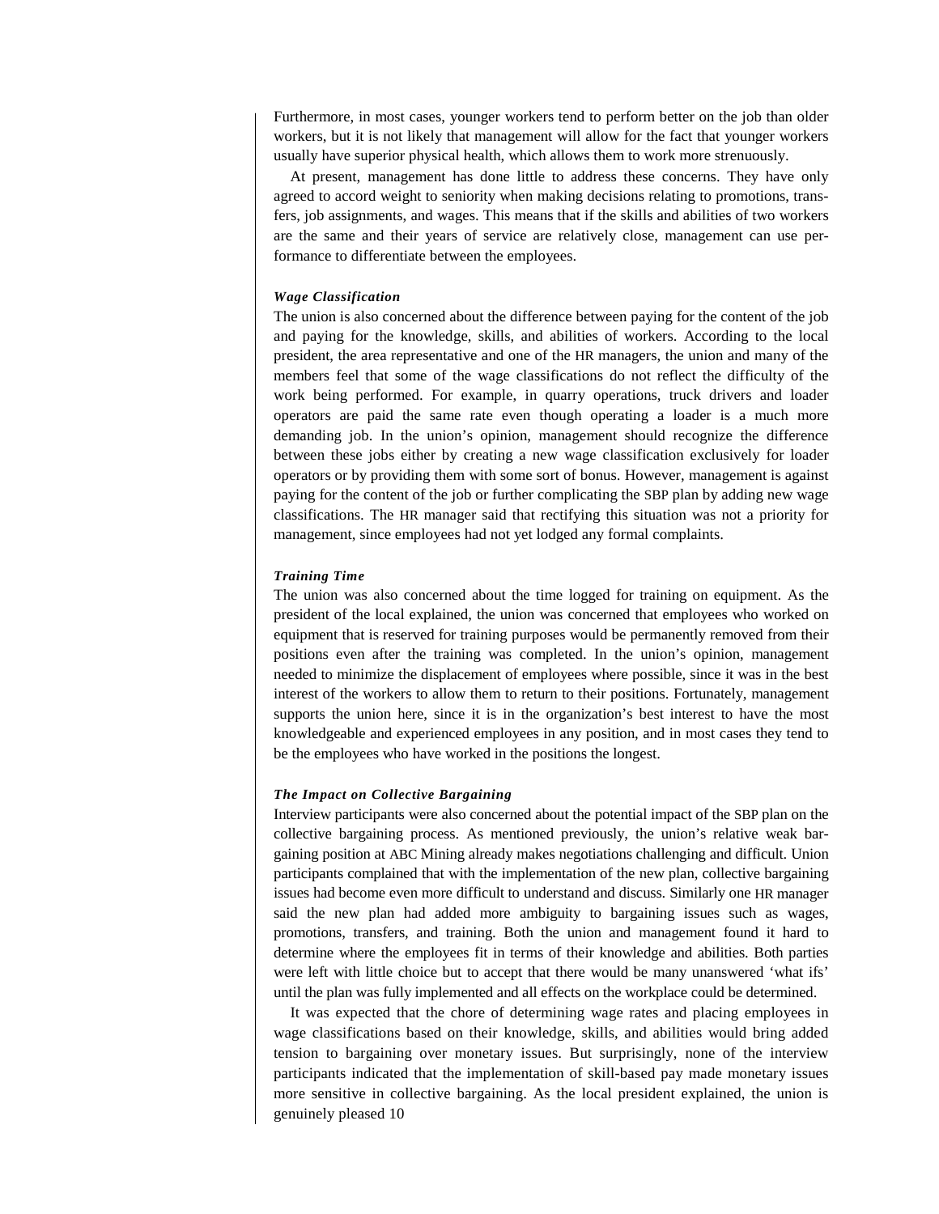Furthermore, in most cases, younger workers tend to perform better on the job than older workers, but it is not likely that management will allow for the fact that younger workers usually have superior physical health, which allows them to work more strenuously.

At present, management has done little to address these concerns. They have only agreed to accord weight to seniority when making decisions relating to promotions, transfers, job assignments, and wages. This means that if the skills and abilities of two workers are the same and their years of service are relatively close, management can use performance to differentiate between the employees.

#### *Wage Classification*

The union is also concerned about the difference between paying for the content of the job and paying for the knowledge, skills, and abilities of workers. According to the local president, the area representative and one of the HR managers, the union and many of the members feel that some of the wage classifications do not reflect the difficulty of the work being performed. For example, in quarry operations, truck drivers and loader operators are paid the same rate even though operating a loader is a much more demanding job. In the union's opinion, management should recognize the difference between these jobs either by creating a new wage classification exclusively for loader operators or by providing them with some sort of bonus. However, management is against paying for the content of the job or further complicating the SBP plan by adding new wage classifications. The HR manager said that rectifying this situation was not a priority for management, since employees had not yet lodged any formal complaints.

#### *Training Time*

The union was also concerned about the time logged for training on equipment. As the president of the local explained, the union was concerned that employees who worked on equipment that is reserved for training purposes would be permanently removed from their positions even after the training was completed. In the union's opinion, management needed to minimize the displacement of employees where possible, since it was in the best interest of the workers to allow them to return to their positions. Fortunately, management supports the union here, since it is in the organization's best interest to have the most knowledgeable and experienced employees in any position, and in most cases they tend to be the employees who have worked in the positions the longest.

#### *The Impact on Collective Bargaining*

Interview participants were also concerned about the potential impact of the SBP plan on the collective bargaining process. As mentioned previously, the union's relative weak bargaining position at ABC Mining already makes negotiations challenging and difficult. Union participants complained that with the implementation of the new plan, collective bargaining issues had become even more difficult to understand and discuss. Similarly one HR manager said the new plan had added more ambiguity to bargaining issues such as wages, promotions, transfers, and training. Both the union and management found it hard to determine where the employees fit in terms of their knowledge and abilities. Both parties were left with little choice but to accept that there would be many unanswered 'what ifs' until the plan was fully implemented and all effects on the workplace could be determined.

It was expected that the chore of determining wage rates and placing employees in wage classifications based on their knowledge, skills, and abilities would bring added tension to bargaining over monetary issues. But surprisingly, none of the interview participants indicated that the implementation of skill-based pay made monetary issues more sensitive in collective bargaining. As the local president explained, the union is genuinely pleased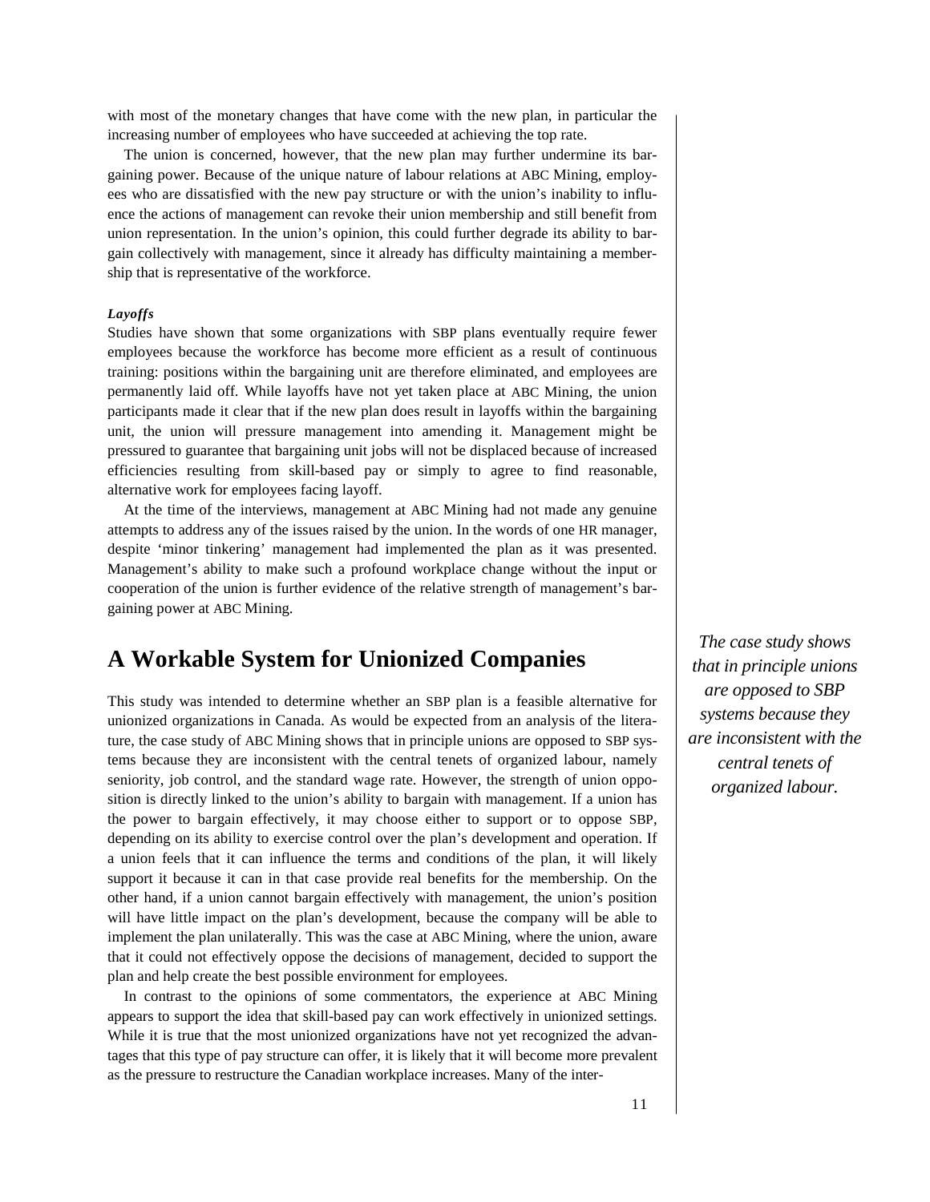with most of the monetary changes that have come with the new plan, in particular the increasing number of employees who have succeeded at achieving the top rate.

The union is concerned, however, that the new plan may further undermine its bargaining power. Because of the unique nature of labour relations at ABC Mining, employees who are dissatisfied with the new pay structure or with the union's inability to influence the actions of management can revoke their union membership and still benefit from union representation. In the union's opinion, this could further degrade its ability to bargain collectively with management, since it already has difficulty maintaining a membership that is representative of the workforce.

#### *Layoffs*

Studies have shown that some organizations with SBP plans eventually require fewer employees because the workforce has become more efficient as a result of continuous training: positions within the bargaining unit are therefore eliminated, and employees are permanently laid off. While layoffs have not yet taken place at ABC Mining, the union participants made it clear that if the new plan does result in layoffs within the bargaining unit, the union will pressure management into amending it. Management might be pressured to guarantee that bargaining unit jobs will not be displaced because of increased efficiencies resulting from skill-based pay or simply to agree to find reasonable, alternative work for employees facing layoff.

At the time of the interviews, management at ABC Mining had not made any genuine attempts to address any of the issues raised by the union. In the words of one HR manager, despite 'minor tinkering' management had implemented the plan as it was presented. Management's ability to make such a profound workplace change without the input or cooperation of the union is further evidence of the relative strength of management's bargaining power at ABC Mining.

## A Workable System for Unionized Companies

This study was intended to determine whether an SBP plan is a feasible alternative for unionized organizations in Canada. As would be expected from an analysis of the literature, the case study of ABC Mining shows that in principle unions are opposed to SBP systems because they are inconsistent with the central tenets of organized labour, namely seniority, job control, and the standard wage rate. However, the strength of union opposition is directly linked to the union's ability to bargain with management. If a union has the power to bargain effectively, it may choose either to support or to oppose SBP, depending on its ability to exercise control over the plan's development and operation. If a union feels that it can influence the terms and conditions of the plan, it will likely support it because it can in that case provide real benefits for the membership. On the other hand, if a union cannot bargain effectively with management, the union's position will have little impact on the plan's development, because the company will be able to implement the plan unilaterally. This was the case at ABC Mining, where the union, aware that it could not effectively oppose the decisions of management, decided to support the plan and help create the best possible environment for employees.

*The case study shows that in principle unions are opposed to SBP systems because they are inconsistent with the central tenets of organized labour.*

In contrast to the opinions of some commentators, the experience at ABC Mining appears to support the idea that skill-based pay can work effectively in unionized settings. While it is true that the most unionized organizations have not yet recognized the advantages that this type of pay structure can offer, it is likely that it will become more prevalent as the pressure to restructure the Canadian workplace increases. Many of the inter-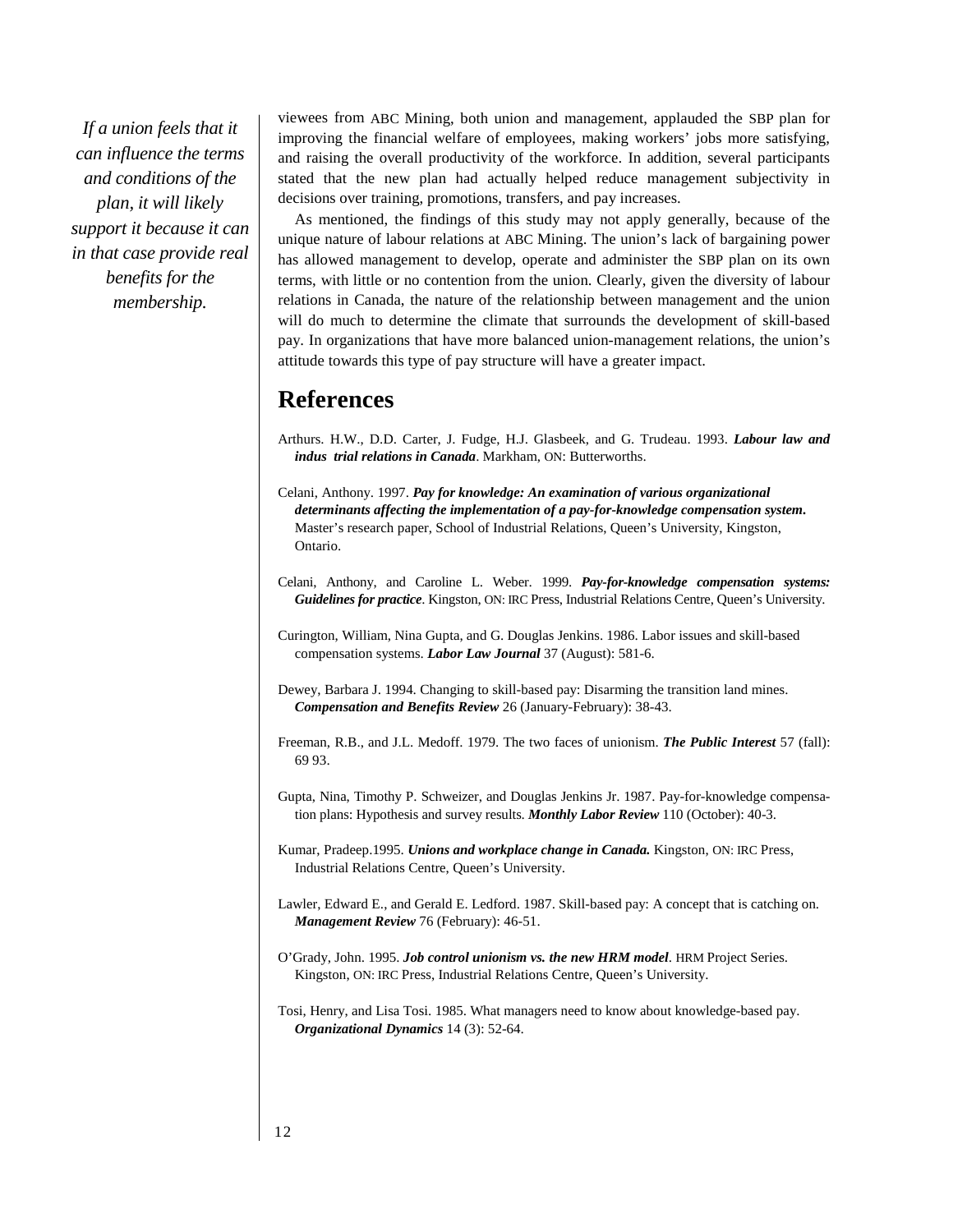viewees from ABC Mining, both union and management, applauded the SBP plan for improving the financial welfare of employees, making workers' jobs more satisfying, and raising the overall productivity of the workforce. In addition, several participants stated that the new plan had actually helped reduce management subjectivity in decisions over training, promotions, transfers, and pay increases.

*If a union feels that it can influence the terms and conditions of the plan, it will likely support it because it can in that case provide real benefits for the membership.*

As mentioned, the findings of this study may not apply generally, because of the unique nature of labour relations at ABC Mining. The union's lack of bargaining power has allowed management to develop, operate and administer the SBP plan on its own terms, with little or no contention from the union. Clearly, given the diversity of labour relations in Canada, the nature of the relationship between management and the union will do much to determine the climate that surrounds the development of skill-based pay. In organizations that have more balanced union-management relations, the union's attitude towards this type of pay structure will have a greater impact.

# References

Arthurs. H.W., D.D. Carter, J. Fudge, H.J. Glasbeek, and G. Trudeau. 1993. ***Labour law and indus trial relations in Canada***. Markham, ON: Butterworths.

Celani, Anthony. 1997. ***Pay for knowledge: An examination of various organizational determinants affecting the implementation of a pay-for-knowledge compensation system.*** Master's research paper, School of Industrial Relations, Queen's University, Kingston, Ontario.

Celani, Anthony, and Caroline L. Weber. 1999. ***Pay-for-knowledge compensation systems: Guidelines for practice***. Kingston, ON: IRC Press, Industrial Relations Centre, Queen's University.

Curington, William, Nina Gupta, and G. Douglas Jenkins. 1986. Labor issues and skill-based compensation systems. ***Labor Law Journal*** 37 (August): 581-6.

Dewey, Barbara J. 1994. Changing to skill-based pay: Disarming the transition land mines. ***Compensation and Benefits Review*** 26 (January-February): 38-43.

Freeman, R.B., and J.L. Medoff. 1979. The two faces of unionism. ***The Public Interest*** 57 (fall): 69 93.

Gupta, Nina, Timothy P. Schweizer, and Douglas Jenkins Jr. 1987. Pay-for-knowledge compensation plans: Hypothesis and survey results. ***Monthly Labor Review*** 110 (October): 40-3.

Kumar, Pradeep.1995. ***Unions and workplace change in Canada.*** Kingston, ON: IRC Press, Industrial Relations Centre, Queen's University.

Lawler, Edward E., and Gerald E. Ledford. 1987. Skill-based pay: A concept that is catching on. ***Management Review*** 76 (February): 46-51.

O'Grady, John. 1995. ***Job control unionism vs. the new HRM model***. HRM Project Series. Kingston, ON: IRC Press, Industrial Relations Centre, Queen's University.

Tosi, Henry, and Lisa Tosi. 1985. What managers need to know about knowledge-based pay. ***Organizational Dynamics*** 14 (3): 52-64.